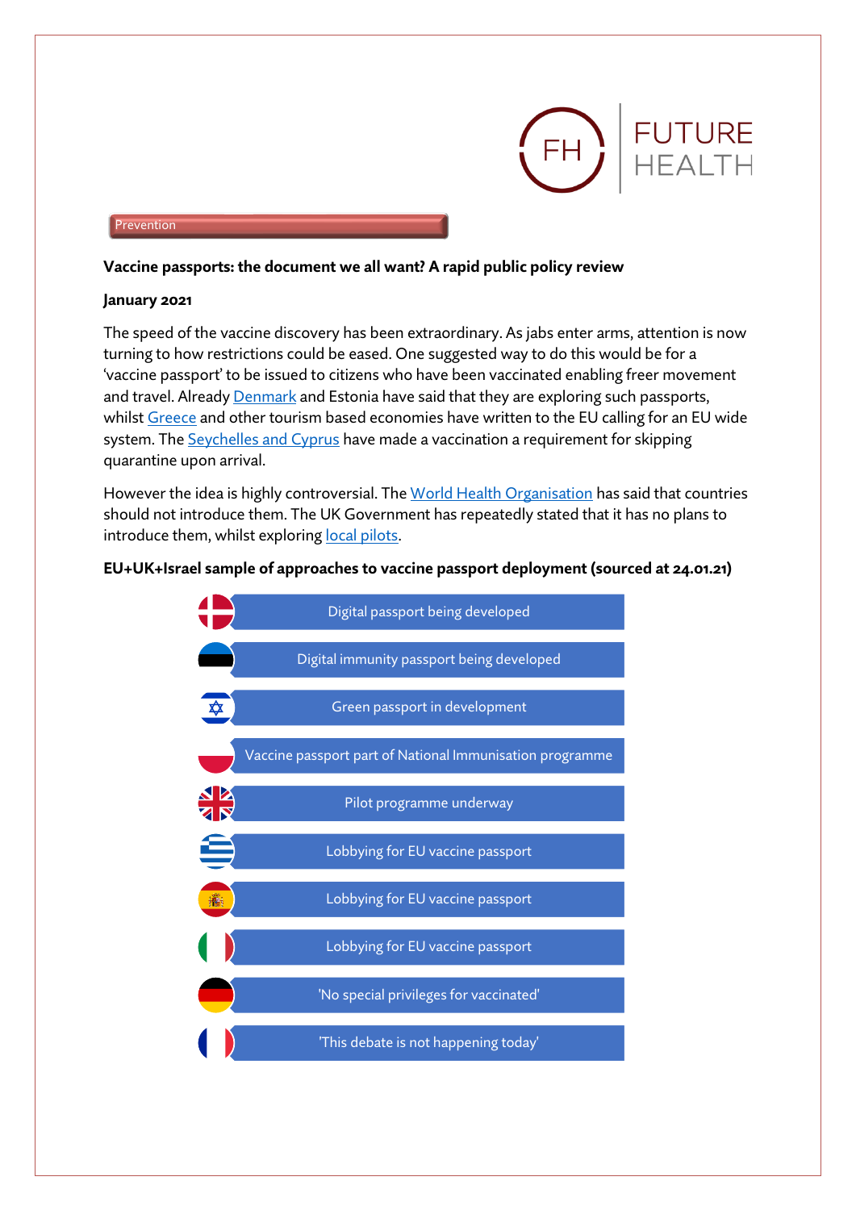Prevention

**Vaccine passports: the document we all want? A rapid public policy review**

**January 2021**

The speed of the vaccine discovery has been extraordinary. As jabs enter arms, attention is now turning to how restrictions could be eased. One suggested way to do this would be for a 'vaccine passport' to be issued to citizens who have been vaccinated enabling freer movement and travel. Already Denmark and Estonia have said that they are exploring such passports, whilst Greece and other tourism based economies have written to the EU calling for an EU wide system. The Seychelles and Cyprus have made a vaccination a requirement for skipping quarantine upon arrival.

However the idea is highly controversial. The World Health Organisation has said that countries should not introduce them. The UK Government has repeatedly stated that it has no plans to introduce them, whilst exploring local pilots.

**EU+UK+Israel sample of approaches to vaccine passport deployment (sourced at 24.01.21)**

| Country | Approach |
|---|---|
| Denmark | Digital passport being developed |
| Estonia | Digital immunity passport being developed |
| Israel | Green passport in development |
| Poland | Vaccine passport part of National Immunisation programme |
| UK | Pilot programme underway |
| Greece | Lobbying for EU vaccine passport |
| Spain | Lobbying for EU vaccine passport |
| Italy | Lobbying for EU vaccine passport |
| Germany | 'No special privileges for vaccinated' |
| France | 'This debate is not happening today' |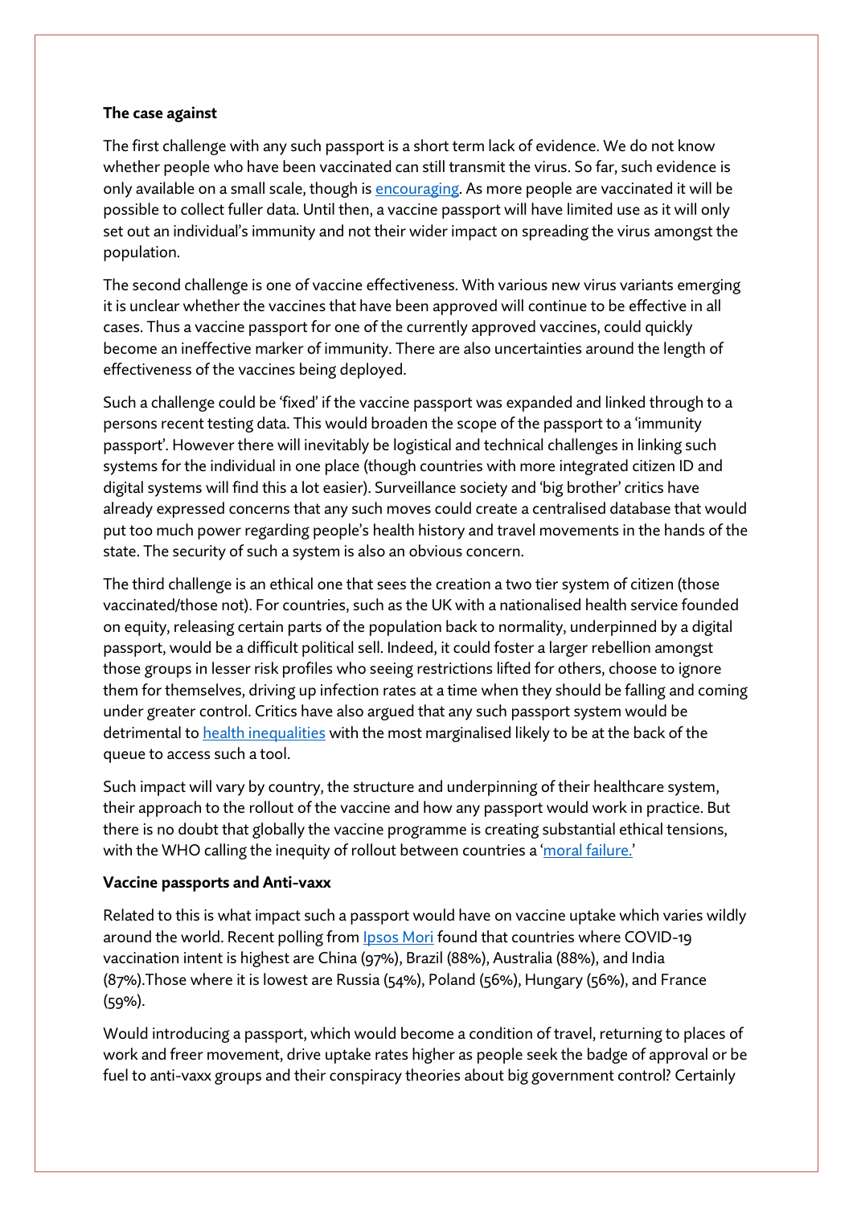**The case against**

The first challenge with any such passport is a short term lack of evidence. We do not know whether people who have been vaccinated can still transmit the virus. So far, such evidence is only available on a small scale, though is encouraging. As more people are vaccinated it will be possible to collect fuller data. Until then, a vaccine passport will have limited use as it will only set out an individual's immunity and not their wider impact on spreading the virus amongst the population.

The second challenge is one of vaccine effectiveness. With various new virus variants emerging it is unclear whether the vaccines that have been approved will continue to be effective in all cases. Thus a vaccine passport for one of the currently approved vaccines, could quickly become an ineffective marker of immunity. There are also uncertainties around the length of effectiveness of the vaccines being deployed.

Such a challenge could be 'fixed' if the vaccine passport was expanded and linked through to a persons recent testing data. This would broaden the scope of the passport to a 'immunity passport'. However there will inevitably be logistical and technical challenges in linking such systems for the individual in one place (though countries with more integrated citizen ID and digital systems will find this a lot easier). Surveillance society and 'big brother' critics have already expressed concerns that any such moves could create a centralised database that would put too much power regarding people's health history and travel movements in the hands of the state. The security of such a system is also an obvious concern.

The third challenge is an ethical one that sees the creation a two tier system of citizen (those vaccinated/those not). For countries, such as the UK with a nationalised health service founded on equity, releasing certain parts of the population back to normality, underpinned by a digital passport, would be a difficult political sell. Indeed, it could foster a larger rebellion amongst those groups in lesser risk profiles who seeing restrictions lifted for others, choose to ignore them for themselves, driving up infection rates at a time when they should be falling and coming under greater control. Critics have also argued that any such passport system would be detrimental to health inequalities with the most marginalised likely to be at the back of the queue to access such a tool.

Such impact will vary by country, the structure and underpinning of their healthcare system, their approach to the rollout of the vaccine and how any passport would work in practice. But there is no doubt that globally the vaccine programme is creating substantial ethical tensions, with the WHO calling the inequity of rollout between countries a 'moral failure.'

**Vaccine passports and Anti-vaxx**

Related to this is what impact such a passport would have on vaccine uptake which varies wildly around the world. Recent polling from Ipsos Mori found that countries where COVID-19 vaccination intent is highest are China (97%), Brazil (88%), Australia (88%), and India (87%).Those where it is lowest are Russia (54%), Poland (56%), Hungary (56%), and France (59%).

Would introducing a passport, which would become a condition of travel, returning to places of work and freer movement, drive uptake rates higher as people seek the badge of approval or be fuel to anti-vaxx groups and their conspiracy theories about big government control? Certainly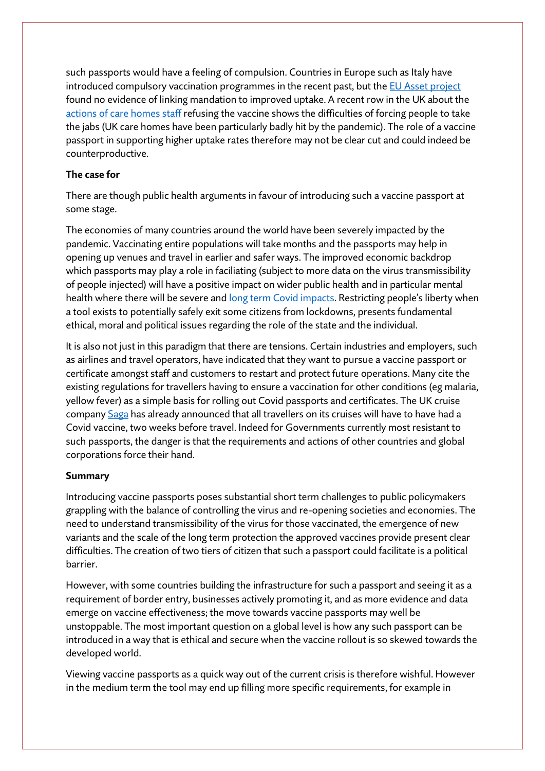such passports would have a feeling of compulsion. Countries in Europe such as Italy have introduced compulsory vaccination programmes in the recent past, but the EU Asset project found no evidence of linking mandation to improved uptake. A recent row in the UK about the actions of care homes staff refusing the vaccine shows the difficulties of forcing people to take the jabs (UK care homes have been particularly badly hit by the pandemic). The role of a vaccine passport in supporting higher uptake rates therefore may not be clear cut and could indeed be counterproductive.

**The case for**

There are though public health arguments in favour of introducing such a vaccine passport at some stage.

The economies of many countries around the world have been severely impacted by the pandemic. Vaccinating entire populations will take months and the passports may help in opening up venues and travel in earlier and safer ways. The improved economic backdrop which passports may play a role in faciliating (subject to more data on the virus transmissibility of people injected) will have a positive impact on wider public health and in particular mental health where there will be severe and long term Covid impacts. Restricting people's liberty when a tool exists to potentially safely exit some citizens from lockdowns, presents fundamental ethical, moral and political issues regarding the role of the state and the individual.

It is also not just in this paradigm that there are tensions. Certain industries and employers, such as airlines and travel operators, have indicated that they want to pursue a vaccine passport or certificate amongst staff and customers to restart and protect future operations. Many cite the existing regulations for travellers having to ensure a vaccination for other conditions (eg malaria, yellow fever) as a simple basis for rolling out Covid passports and certificates. The UK cruise company Saga has already announced that all travellers on its cruises will have to have had a Covid vaccine, two weeks before travel. Indeed for Governments currently most resistant to such passports, the danger is that the requirements and actions of other countries and global corporations force their hand.

**Summary**

Introducing vaccine passports poses substantial short term challenges to public policymakers grappling with the balance of controlling the virus and re-opening societies and economies. The need to understand transmissibility of the virus for those vaccinated, the emergence of new variants and the scale of the long term protection the approved vaccines provide present clear difficulties. The creation of two tiers of citizen that such a passport could facilitate is a political barrier.

However, with some countries building the infrastructure for such a passport and seeing it as a requirement of border entry, businesses actively promoting it, and as more evidence and data emerge on vaccine effectiveness; the move towards vaccine passports may well be unstoppable. The most important question on a global level is how any such passport can be introduced in a way that is ethical and secure when the vaccine rollout is so skewed towards the developed world.

Viewing vaccine passports as a quick way out of the current crisis is therefore wishful. However in the medium term the tool may end up filling more specific requirements, for example in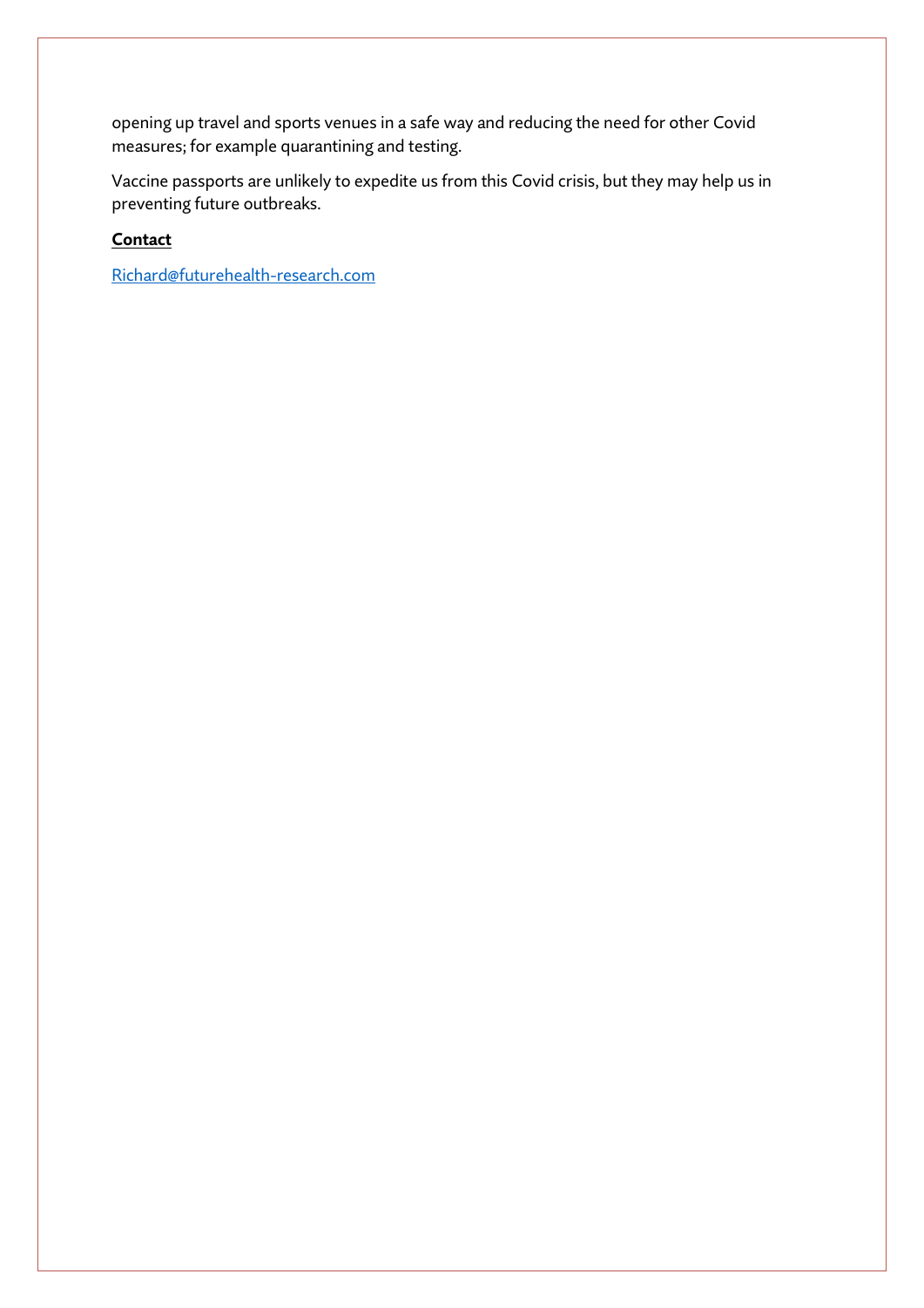opening up travel and sports venues in a safe way and reducing the need for other Covid measures; for example quarantining and testing.

Vaccine passports are unlikely to expedite us from this Covid crisis, but they may help us in preventing future outbreaks.

**Contact**

Richard@futurehealth-research.com